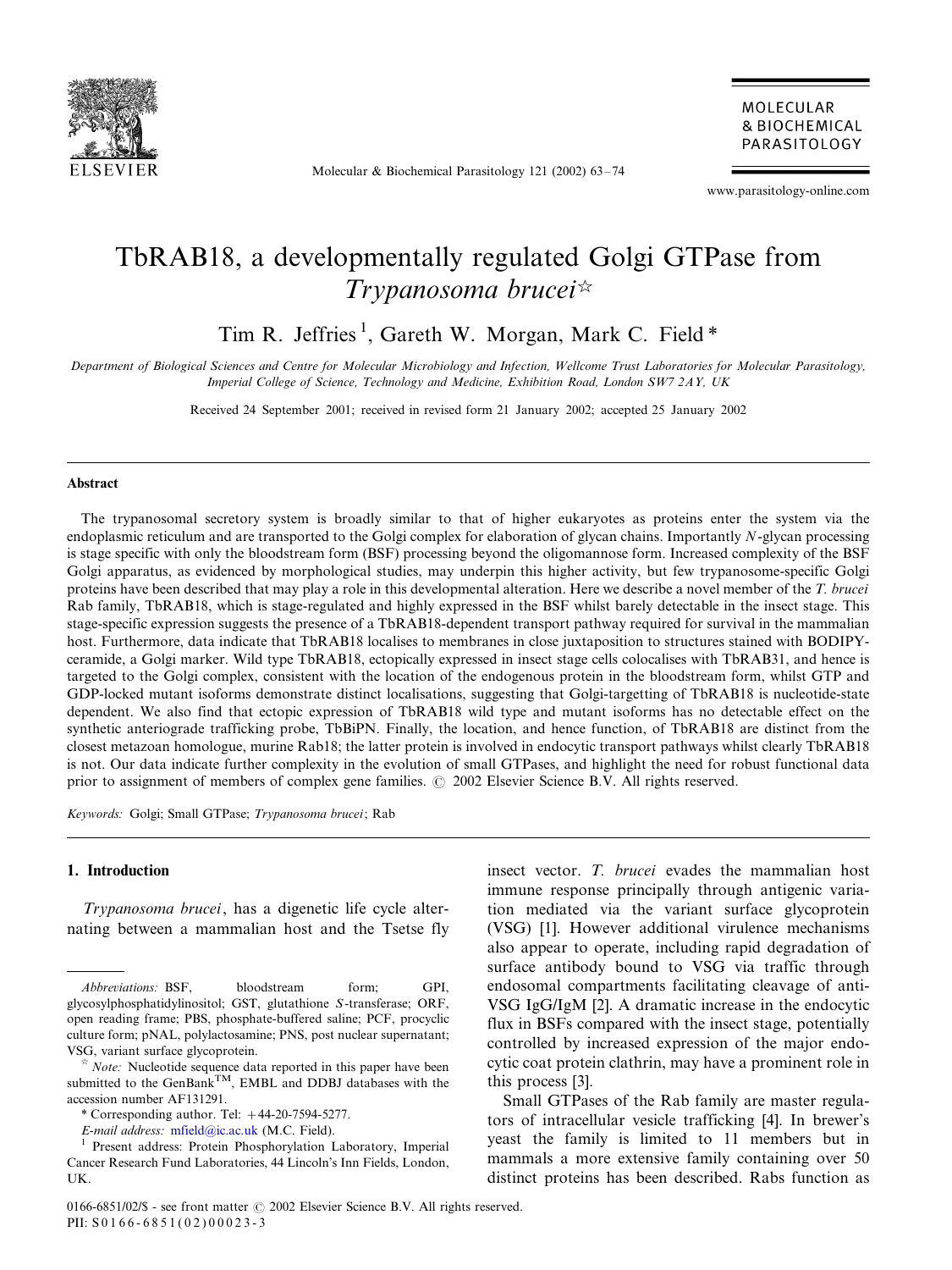# TbRAB18, a developmentally regulated Golgi GTPase from *Trypanosoma brucei*☆

Tim R. Jeffries [1], Gareth W. Morgan, Mark C. Field *

*Department of Biological Sciences and Centre for Molecular Microbiology and Infection, Wellcome Trust Laboratories for Molecular Parasitology, Imperial College of Science, Technology and Medicine, Exhibition Road, London SW7 2AY, UK*

Received 24 September 2001; received in revised form 21 January 2002; accepted 25 January 2002

## Abstract

The trypanosomal secretory system is broadly similar to that of higher eukaryotes as proteins enter the system via the endoplasmic reticulum and are transported to the Golgi complex for elaboration of glycan chains. Importantly *N*-glycan processing is stage specific with only the bloodstream form (BSF) processing beyond the oligomannose form. Increased complexity of the BSF Golgi apparatus, as evidenced by morphological studies, may underpin this higher activity, but few trypanosome-specific Golgi proteins have been described that may play a role in this developmental alteration. Here we describe a novel member of the *T. brucei* Rab family, TbRAB18, which is stage-regulated and highly expressed in the BSF whilst barely detectable in the insect stage. This stage-specific expression suggests the presence of a TbRAB18-dependent transport pathway required for survival in the mammalian host. Furthermore, data indicate that TbRAB18 localises to membranes in close juxtaposition to structures stained with BODIPY-ceramide, a Golgi marker. Wild type TbRAB18, ectopically expressed in insect stage cells colocalises with TbRAB31, and hence is targeted to the Golgi complex, consistent with the location of the endogenous protein in the bloodstream form, whilst GTP and GDP-locked mutant isoforms demonstrate distinct localisations, suggesting that Golgi-targetting of TbRAB18 is nucleotide-state dependent. We also find that ectopic expression of TbRAB18 wild type and mutant isoforms has no detectable effect on the synthetic anteriograde trafficking probe, TbBiPN. Finally, the location, and hence function, of TbRAB18 are distinct from the closest metazoan homologue, murine Rab18; the latter protein is involved in endocytic transport pathways whilst clearly TbRAB18 is not. Our data indicate further complexity in the evolution of small GTPases, and highlight the need for robust functional data prior to assignment of members of complex gene families. © 2002 Elsevier Science B.V. All rights reserved.

*Keywords:* Golgi; Small GTPase; *Trypanosoma brucei*; Rab

## 1. Introduction

*Trypanosoma brucei*, has a digenetic life cycle alternating between a mammalian host and the Tsetse fly insect vector. *T. brucei* evades the mammalian host immune response principally through antigenic variation mediated via the variant surface glycoprotein (VSG) [1]. However additional virulence mechanisms also appear to operate, including rapid degradation of surface antibody bound to VSG via traffic through endosomal compartments facilitating cleavage of anti-VSG IgG/IgM [2]. A dramatic increase in the endocytic flux in BSFs compared with the insect stage, potentially controlled by increased expression of the major endocytic coat protein clathrin, may have a prominent role in this process [3].

Small GTPases of the Rab family are master regulators of intracellular vesicle trafficking [4]. In brewer's yeast the family is limited to 11 members but in mammals a more extensive family containing over 50 distinct proteins has been described. Rabs function as

---

*Abbreviations:* BSF, bloodstream form; GPI, glycosylphosphatidylinositol; GST, glutathione *S*-transferase; ORF, open reading frame; PBS, phosphate-buffered saline; PCF, procyclic culture form; pNAL, polylactosamine; PNS, post nuclear supernatant; VSG, variant surface glycoprotein.

☆ *Note:* Nucleotide sequence data reported in this paper have been submitted to the GenBank™, EMBL and DDBJ databases with the accession number AF131291.

\* Corresponding author. Tel: +44-20-7594-5277.

*E-mail address:* mfield@ic.ac.uk (M.C. Field).

[1] Present address: Protein Phosphorylation Laboratory, Imperial Cancer Research Fund Laboratories, 44 Lincoln's Inn Fields, London, UK.

0166-6851/02/$ - see front matter © 2002 Elsevier Science B.V. All rights reserved.
PII: S0166-6851(02)00023-3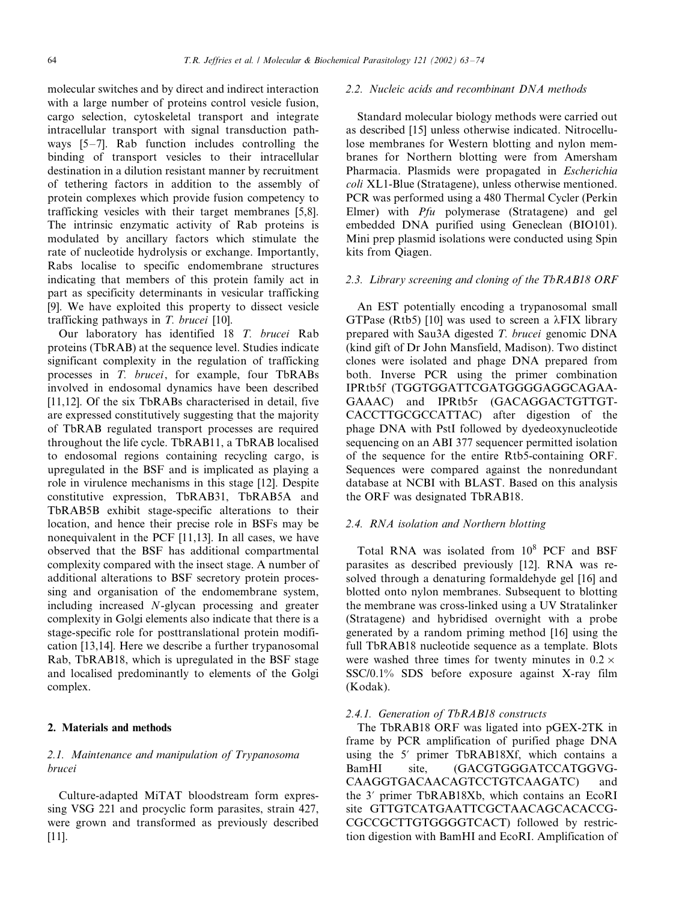molecular switches and by direct and indirect interaction with a large number of proteins control vesicle fusion, cargo selection, cytoskeletal transport and integrate intracellular transport with signal transduction pathways [5–7]. Rab function includes controlling the binding of transport vesicles to their intracellular destination in a dilution resistant manner by recruitment of tethering factors in addition to the assembly of protein complexes which provide fusion competency to trafficking vesicles with their target membranes [5,8]. The intrinsic enzymatic activity of Rab proteins is modulated by ancillary factors which stimulate the rate of nucleotide hydrolysis or exchange. Importantly, Rabs localise to specific endomembrane structures indicating that members of this protein family act in part as specificity determinants in vesicular trafficking [9]. We have exploited this property to dissect vesicle trafficking pathways in *T. brucei* [10].

Our laboratory has identified 18 *T. brucei* Rab proteins (TbRAB) at the sequence level. Studies indicate significant complexity in the regulation of trafficking processes in *T. brucei*, for example, four TbRABs involved in endosomal dynamics have been described [11,12]. Of the six TbRABs characterised in detail, five are expressed constitutively suggesting that the majority of TbRAB regulated transport processes are required throughout the life cycle. TbRAB11, a TbRAB localised to endosomal regions containing recycling cargo, is upregulated in the BSF and is implicated as playing a role in virulence mechanisms in this stage [12]. Despite constitutive expression, TbRAB31, TbRAB5A and TbRAB5B exhibit stage-specific alterations to their location, and hence their precise role in BSFs may be nonequivalent in the PCF [11,13]. In all cases, we have observed that the BSF has additional compartmental complexity compared with the insect stage. A number of additional alterations to BSF secretory protein processing and organisation of the endomembrane system, including increased *N*-glycan processing and greater complexity in Golgi elements also indicate that there is a stage-specific role for posttranslational protein modification [13,14]. Here we describe a further trypanosomal Rab, TbRAB18, which is upregulated in the BSF stage and localised predominantly to elements of the Golgi complex.

## 2. Materials and methods

### 2.1. Maintenance and manipulation of *Trypanosoma brucei*

Culture-adapted MiTAT bloodstream form expressing VSG 221 and procyclic form parasites, strain 427, were grown and transformed as previously described [11].

### 2.2. Nucleic acids and recombinant DNA methods

Standard molecular biology methods were carried out as described [15] unless otherwise indicated. Nitrocellulose membranes for Western blotting and nylon membranes for Northern blotting were from Amersham Pharmacia. Plasmids were propagated in *Escherichia coli* XL1-Blue (Stratagene), unless otherwise mentioned. PCR was performed using a 480 Thermal Cycler (Perkin Elmer) with *Pfu* polymerase (Stratagene) and gel embedded DNA purified using Geneclean (BIO101). Mini prep plasmid isolations were conducted using Spin kits from Qiagen.

### 2.3. Library screening and cloning of the TbRAB18 ORF

An EST potentially encoding a trypanosomal small GTPase (Rtb5) [10] was used to screen a λFIX library prepared with Sau3A digested *T. brucei* genomic DNA (kind gift of Dr John Mansfield, Madison). Two distinct clones were isolated and phage DNA prepared from both. Inverse PCR using the primer combination IPRtb5f (TGGTGGATTCGATGGGGAGGCAGAAGAAAC) and IPRtb5r (GACAGGACTGTTGTCACCTTGCGCCATTAC) after digestion of the phage DNA with PstI followed by dyedeoxynucleotide sequencing on an ABI 377 sequencer permitted isolation of the sequence for the entire Rtb5-containing ORF. Sequences were compared against the nonredundant database at NCBI with BLAST. Based on this analysis the ORF was designated TbRAB18.

### 2.4. RNA isolation and Northern blotting

Total RNA was isolated from $10^8$ PCF and BSF parasites as described previously [12]. RNA was resolved through a denaturing formaldehyde gel [16] and blotted onto nylon membranes. Subsequent to blotting the membrane was cross-linked using a UV Stratalinker (Stratagene) and hybridised overnight with a probe generated by a random priming method [16] using the full TbRAB18 nucleotide sequence as a template. Blots were washed three times for twenty minutes in $0.2\times$ SSC/0.1% SDS before exposure against X-ray film (Kodak).

#### 2.4.1. Generation of TbRAB18 constructs

The TbRAB18 ORF was ligated into pGEX-2TK in frame by PCR amplification of purified phage DNA using the 5′ primer TbRAB18Xf, which contains a BamHI site, (GACGTGGGATCCATGGVGCAAGGTGACAACAGTCCTGTCAAGATC) and the 3′ primer TbRAB18Xb, which contains an EcoRI site GTTGTCATGAATTCGCTAACAGCACACCGCGCCGCTTGTGGGGTCACT) followed by restriction digestion with BamHI and EcoRI. Amplification of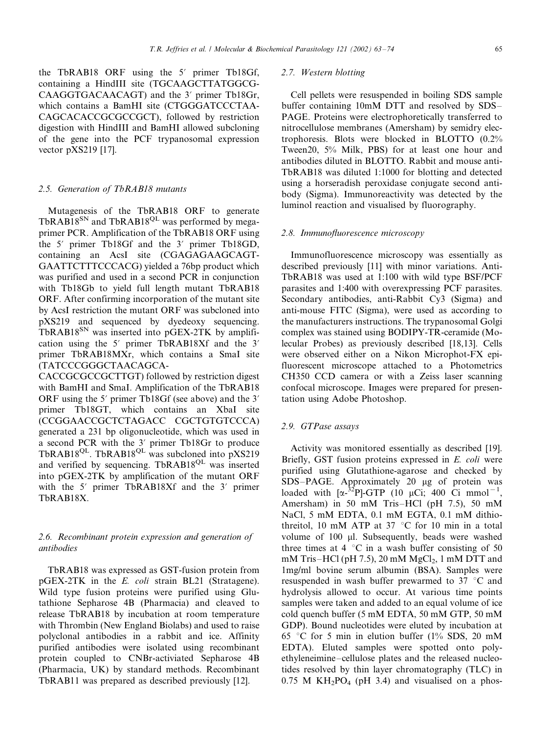the TbRAB18 ORF using the 5′ primer Tb18Gf, containing a HindIII site (TGCAAGCTTATGGCGCAAGGTGACAACAGT) and the 3′ primer Tb18Gr, which contains a BamHI site (CTGGGATCCCTAACAGCACACCGCGCCGCT), followed by restriction digestion with HindIII and BamHI allowed subcloning of the gene into the PCF trypanosomal expression vector pXS219 [17].

### 2.5. Generation of TbRAB18 mutants

Mutagenesis of the TbRAB18 ORF to generate TbRAB18$^{SN}$ and TbRAB18$^{QL}$ was performed by megaprimer PCR. Amplification of the TbRAB18 ORF using the 5′ primer Tb18Gf and the 3′ primer Tb18GD, containing an AcsI site (CGAGAGAAGCAGTGAATTCTTTCCCACG) yielded a 76bp product which was purified and used in a second PCR in conjunction with Tb18Gb to yield full length mutant TbRAB18 ORF. After confirming incorporation of the mutant site by AcsI restriction the mutant ORF was subcloned into pXS219 and sequenced by dyedeoxy sequencing. TbRAB18$^{SN}$ was inserted into pGEX-2TK by amplification using the 5′ primer TbRAB18Xf and the 3′ primer TbRAB18MXr, which contains a SmaI site (TATCCCGGGCTAACAGCACACCGCGCCGCTTGT) followed by restriction digest with BamHI and SmaI. Amplification of the TbRAB18 ORF using the 5′ primer Tb18Gf (see above) and the 3′ primer Tb18GT, which contains an XbaI site (CCGGAACCGCTCTAGACC CGCTGTGTCCCA) generated a 231 bp oligonucleotide, which was used in a second PCR with the 3′ primer Tb18Gr to produce TbRAB18$^{QL}$. TbRAB18$^{QL}$ was subcloned into pXS219 and verified by sequencing. TbRAB18$^{QL}$ was inserted into pGEX-2TK by amplification of the mutant ORF with the 5′ primer TbRAB18Xf and the 3′ primer TbRAB18X.

### 2.6. Recombinant protein expression and generation of antibodies

TbRAB18 was expressed as GST-fusion protein from pGEX-2TK in the *E. coli* strain BL21 (Stratagene). Wild type fusion proteins were purified using Glutathione Sepharose 4B (Pharmacia) and cleaved to release TbRAB18 by incubation at room temperature with Thrombin (New England Biolabs) and used to raise polyclonal antibodies in a rabbit and ice. Affinity purified antibodies were isolated using recombinant protein coupled to CNBr-activiated Sepharose 4B (Pharmacia, UK) by standard methods. Recombinant TbRAB11 was prepared as described previously [12].

### 2.7. Western blotting

Cell pellets were resuspended in boiling SDS sample buffer containing 10mM DTT and resolved by SDS–PAGE. Proteins were electrophoretically transferred to nitrocellulose membranes (Amersham) by semidry electrophoresis. Blots were blocked in BLOTTO (0.2% Tween20, 5% Milk, PBS) for at least one hour and antibodies diluted in BLOTTO. Rabbit and mouse anti-TbRAB18 was diluted 1:1000 for blotting and detected using a horseradish peroxidase conjugate second antibody (Sigma). Immunoreactivity was detected by the luminol reaction and visualised by fluorography.

### 2.8. Immunofluorescence microscopy

Immunofluorescence microscopy was essentially as described previously [11] with minor variations. Anti-TbRAB18 was used at 1:100 with wild type BSF/PCF parasites and 1:400 with overexpressing PCF parasites. Secondary antibodies, anti-Rabbit Cy3 (Sigma) and anti-mouse FITC (Sigma), were used as according to the manufacturers instructions. The trypanosomal Golgi complex was stained using BODIPY-TR-ceramide (Molecular Probes) as previously described [18,13]. Cells were observed either on a Nikon Microphot-FX epifluorescent microscope attached to a Photometrics CH350 CCD camera or with a Zeiss laser scanning confocal microscope. Images were prepared for presentation using Adobe Photoshop.

### 2.9. GTPase assays

Activity was monitored essentially as described [19]. Briefly, GST fusion proteins expressed in *E. coli* were purified using Glutathione-agarose and checked by SDS–PAGE. Approximately 20 μg of protein was loaded with [α-$^{32}$P]-GTP (10 μCi; 400 Ci mmol$^{-1}$, Amersham) in 50 mM Tris–HCl (pH 7.5), 50 mM NaCl, 5 mM EDTA, 0.1 mM EGTA, 0.1 mM dithiothreitol, 10 mM ATP at 37 °C for 10 min in a total volume of 100 μl. Subsequently, beads were washed three times at 4 °C in a wash buffer consisting of 50 mM Tris–HCl (pH 7.5), 20 mM $MgCl_2$, 1 mM DTT and 1mg/ml bovine serum albumin (BSA). Samples were resuspended in wash buffer prewarmed to 37 °C and hydrolysis allowed to occur. At various time points samples were taken and added to an equal volume of ice cold quench buffer (5 mM EDTA, 50 mM GTP, 50 mM GDP). Bound nucleotides were eluted by incubation at 65 °C for 5 min in elution buffer (1% SDS, 20 mM EDTA). Eluted samples were spotted onto polyethyleneimine–cellulose plates and the released nucleotides resolved by thin layer chromatography (TLC) in 0.75 M $KH_2PO_4$ (pH 3.4) and visualised on a phos-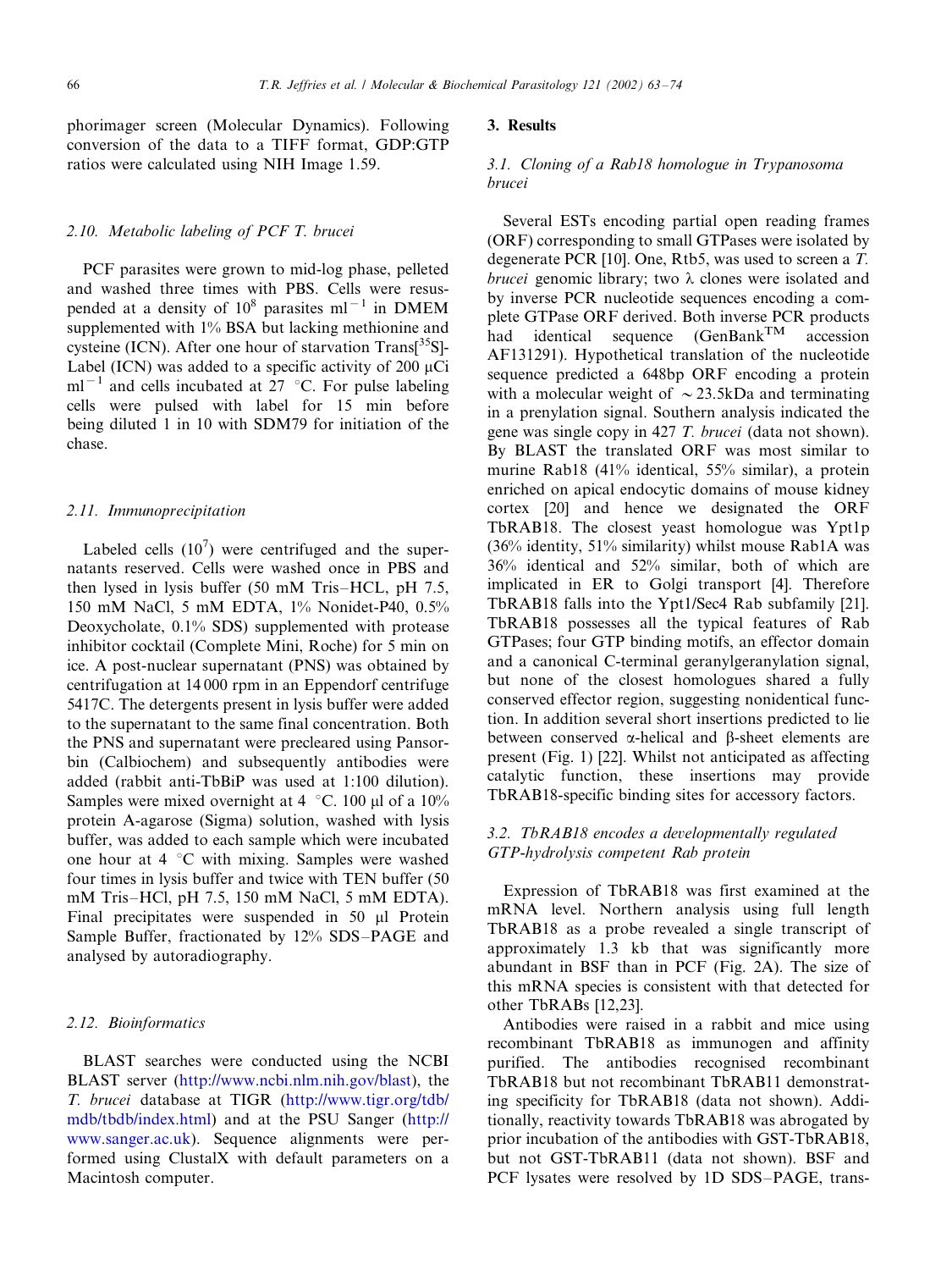phorimager screen (Molecular Dynamics). Following conversion of the data to a TIFF format, GDP:GTP ratios were calculated using NIH Image 1.59.

### 2.10. Metabolic labeling of PCF *T. brucei*

PCF parasites were grown to mid-log phase, pelleted and washed three times with PBS. Cells were resuspended at a density of $10^8$ parasites $ml^{-1}$ in DMEM supplemented with 1% BSA but lacking methionine and cysteine (ICN). After one hour of starvation Trans[$^{35}$S]-Label (ICN) was added to a specific activity of 200 μCi $ml^{-1}$ and cells incubated at 27 °C. For pulse labeling cells were pulsed with label for 15 min before being diluted 1 in 10 with SDM79 for initiation of the chase.

### 2.11. Immunoprecipitation

Labeled cells ($10^7$) were centrifuged and the supernatants reserved. Cells were washed once in PBS and then lysed in lysis buffer (50 mM Tris–HCL, pH 7.5, 150 mM NaCl, 5 mM EDTA, 1% Nonidet-P40, 0.5% Deoxycholate, 0.1% SDS) supplemented with protease inhibitor cocktail (Complete Mini, Roche) for 5 min on ice. A post-nuclear supernatant (PNS) was obtained by centrifugation at 14 000 rpm in an Eppendorf centrifuge 5417C. The detergents present in lysis buffer were added to the supernatant to the same final concentration. Both the PNS and supernatant were precleared using Pansorbin (Calbiochem) and subsequently antibodies were added (rabbit anti-TbBiP was used at 1:100 dilution). Samples were mixed overnight at 4 °C. 100 μl of a 10% protein A-agarose (Sigma) solution, washed with lysis buffer, was added to each sample which were incubated one hour at 4 °C with mixing. Samples were washed four times in lysis buffer and twice with TEN buffer (50 mM Tris–HCl, pH 7.5, 150 mM NaCl, 5 mM EDTA). Final precipitates were suspended in 50 μl Protein Sample Buffer, fractionated by 12% SDS–PAGE and analysed by autoradiography.

### 2.12. Bioinformatics

BLAST searches were conducted using the NCBI BLAST server (http://www.ncbi.nlm.nih.gov/blast), the *T. brucei* database at TIGR (http://www.tigr.org/tdb/mdb/tbdb/index.html) and at the PSU Sanger (http://www.sanger.ac.uk). Sequence alignments were performed using ClustalX with default parameters on a Macintosh computer.

## 3. Results

### 3.1. Cloning of a Rab18 homologue in *Trypanosoma brucei*

Several ESTs encoding partial open reading frames (ORF) corresponding to small GTPases were isolated by degenerate PCR [10]. One, Rtb5, was used to screen a *T. brucei* genomic library; two λ clones were isolated and by inverse PCR nucleotide sequences encoding a complete GTPase ORF derived. Both inverse PCR products had identical sequence (GenBank™ accession AF131291). Hypothetical translation of the nucleotide sequence predicted a 648bp ORF encoding a protein with a molecular weight of ~23.5kDa and terminating in a prenylation signal. Southern analysis indicated the gene was single copy in 427 *T. brucei* (data not shown). By BLAST the translated ORF was most similar to murine Rab18 (41% identical, 55% similar), a protein enriched on apical endocytic domains of mouse kidney cortex [20] and hence we designated the ORF TbRAB18. The closest yeast homologue was Ypt1p (36% identity, 51% similarity) whilst mouse Rab1A was 36% identical and 52% similar, both of which are implicated in ER to Golgi transport [4]. Therefore TbRAB18 falls into the Ypt1/Sec4 Rab subfamily [21]. TbRAB18 possesses all the typical features of Rab GTPases; four GTP binding motifs, an effector domain and a canonical C-terminal geranylgeranylation signal, but none of the closest homologues shared a fully conserved effector region, suggesting nonidentical function. In addition several short insertions predicted to lie between conserved α-helical and β-sheet elements are present (Fig. 1) [22]. Whilst not anticipated as affecting catalytic function, these insertions may provide TbRAB18-specific binding sites for accessory factors.

### 3.2. TbRAB18 encodes a developmentally regulated GTP-hydrolysis competent Rab protein

Expression of TbRAB18 was first examined at the mRNA level. Northern analysis using full length TbRAB18 as a probe revealed a single transcript of approximately 1.3 kb that was significantly more abundant in BSF than in PCF (Fig. 2A). The size of this mRNA species is consistent with that detected for other TbRABs [12,23].

Antibodies were raised in a rabbit and mice using recombinant TbRAB18 as immunogen and affinity purified. The antibodies recognised recombinant TbRAB18 but not recombinant TbRAB11 demonstrating specificity for TbRAB18 (data not shown). Additionally, reactivity towards TbRAB18 was abrogated by prior incubation of the antibodies with GST-TbRAB18, but not GST-TbRAB11 (data not shown). BSF and PCF lysates were resolved by 1D SDS–PAGE, trans-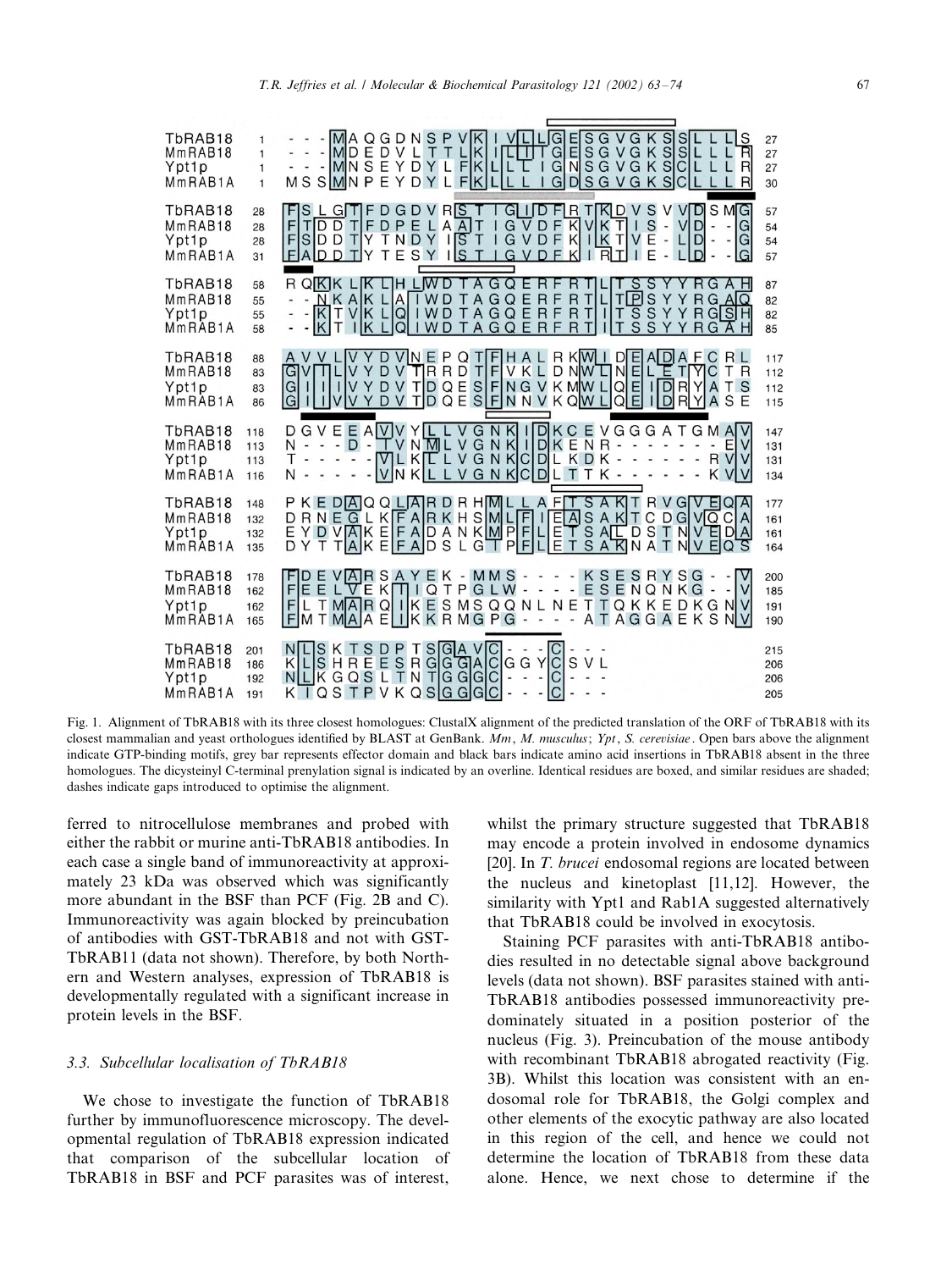```
TbRAB18    1  ---MAQGDNSPVKIVLLGESGVGKSSLLLS  27
MmRAB18    1  ---MDEDVLTTLKILIIGESGVGKSSLLLR  27
Ypt1p      1  ---MNSEYDYLFKLLLIGNSGVGKSCLLLR  27
MmRAB1A    1  MSSMNPEYDYLFKLLLIGDSGVGKSCLLLR  30

TbRAB18   28  FSLGTFDGDVRSTIGIDFRTKDVSVVDSMG  57
MmRAB18   28  FTDDTFDPELAATIGVDFKVKTIS-VD--G  54
Ypt1p     28  FSDDTYTNDYISTIGVDFKIKTVE-LD--G  54
MmRAB1A   31  FADDTYTESYISTIGVDFKIRTIE-LD--G  57

TbRAB18   58  RQKKLKLHLWDTAGQERFRTLTSSYYRGAH  87
MmRAB18   55  --NKAKLAIWDTAGQERFRTLTPSYYRGAQ  82
Ypt1p     55  --KTVKLQIWDTAGQERFRTITSSYYRGSH  82
MmRAB1A   58  --KTIKLQIWDTAGQERFRTITSSYYRGAH  85

TbRAB18   88  AVVLVYDVNEPQTFHALRKWIDEADAFCRL  117
MmRAB18   83  GVILVYDVTRRDTFVKLDNWLNELETYCTR  112
Ypt1p     83  GIIIVYDVTDQESFNGVKMWLQEIDRYATS  112
MmRAB1A   86  GIIVVYDVTDQESFNNVKQWLQEIDRYASE  115

TbRAB18  118  DGVEEAVVYLLVGNKIDKCEVGGGATGMAV  147
MmRAB18  113  N---D-TVNMLVGNKIDKENR-------EV  131
Ypt1p    113  T-----VLKLLVGNKCDLKDK------RVV  131
MmRAB1A  116  N-----VNKLLVGNKCDLTTK------KVV  134

TbRAB18  148  PKEDAQQLARDRHMLLAFTSAKTRVGVEQA  177
MmRAB18  132  DRNEGLKFARKHSMLFIEASAKTCDGVQCA  161
Ypt1p    132  EYDVAKEFADANKMPFLETSALDSTNVEDA  161
MmRAB1A  135  DYTTAKEFADSLGTPFLETSAKNATNVEQS  164

TbRAB18  178  FDEVARSAYEK-MMS----KSESRYSG--V  200
MmRAB18  162  FEELVEKIIQTPGLW----ESENQNKG--V  185
Ypt1p    162  FLTMARQIKESMSQQNLNETTQKKEDKGNV  191
MmRAB1A  165  FMTMAAEIKKRMGPG----ATAGGAEKSNV  190

TbRAB18  201  NLSKTSDPTSGAVC---C---  215
MmRAB18  186  KLSHREESRGGGACGGYCSVL  206
Ypt1p    192  NLKGQSLTNTGGGC---C---  206
MmRAB1A  191  KIQSTPVKQSGGGC---C---  205
```

Fig. 1. Alignment of TbRAB18 with its three closest homologues: ClustalX alignment of the predicted translation of the ORF of TbRAB18 with its closest mammalian and yeast orthologues identified by BLAST at GenBank. *Mm*, *M. musculus*; *Ypt*, *S. cerevisiae*. Open bars above the alignment indicate GTP-binding motifs, grey bar represents effector domain and black bars indicate amino acid insertions in TbRAB18 absent in the three homologues. The dicysteinyl C-terminal prenylation signal is indicated by an overline. Identical residues are boxed, and similar residues are shaded; dashes indicate gaps introduced to optimise the alignment.

ferred to nitrocellulose membranes and probed with either the rabbit or murine anti-TbRAB18 antibodies. In each case a single band of immunoreactivity at approximately 23 kDa was observed which was significantly more abundant in the BSF than PCF (Fig. 2B and C). Immunoreactivity was again blocked by preincubation of antibodies with GST-TbRAB18 and not with GST-TbRAB11 (data not shown). Therefore, by both Northern and Western analyses, expression of TbRAB18 is developmentally regulated with a significant increase in protein levels in the BSF.

### 3.3. Subcellular localisation of TbRAB18

We chose to investigate the function of TbRAB18 further by immunofluorescence microscopy. The developmental regulation of TbRAB18 expression indicated that comparison of the subcellular location of TbRAB18 in BSF and PCF parasites was of interest, whilst the primary structure suggested that TbRAB18 may encode a protein involved in endosome dynamics [20]. In *T. brucei* endosomal regions are located between the nucleus and kinetoplast [11,12]. However, the similarity with Ypt1 and Rab1A suggested alternatively that TbRAB18 could be involved in exocytosis.

Staining PCF parasites with anti-TbRAB18 antibodies resulted in no detectable signal above background levels (data not shown). BSF parasites stained with anti-TbRAB18 antibodies possessed immunoreactivity predominately situated in a position posterior of the nucleus (Fig. 3). Preincubation of the mouse antibody with recombinant TbRAB18 abrogated reactivity (Fig. 3B). Whilst this location was consistent with an endosomal role for TbRAB18, the Golgi complex and other elements of the exocytic pathway are also located in this region of the cell, and hence we could not determine the location of TbRAB18 from these data alone. Hence, we next chose to determine if the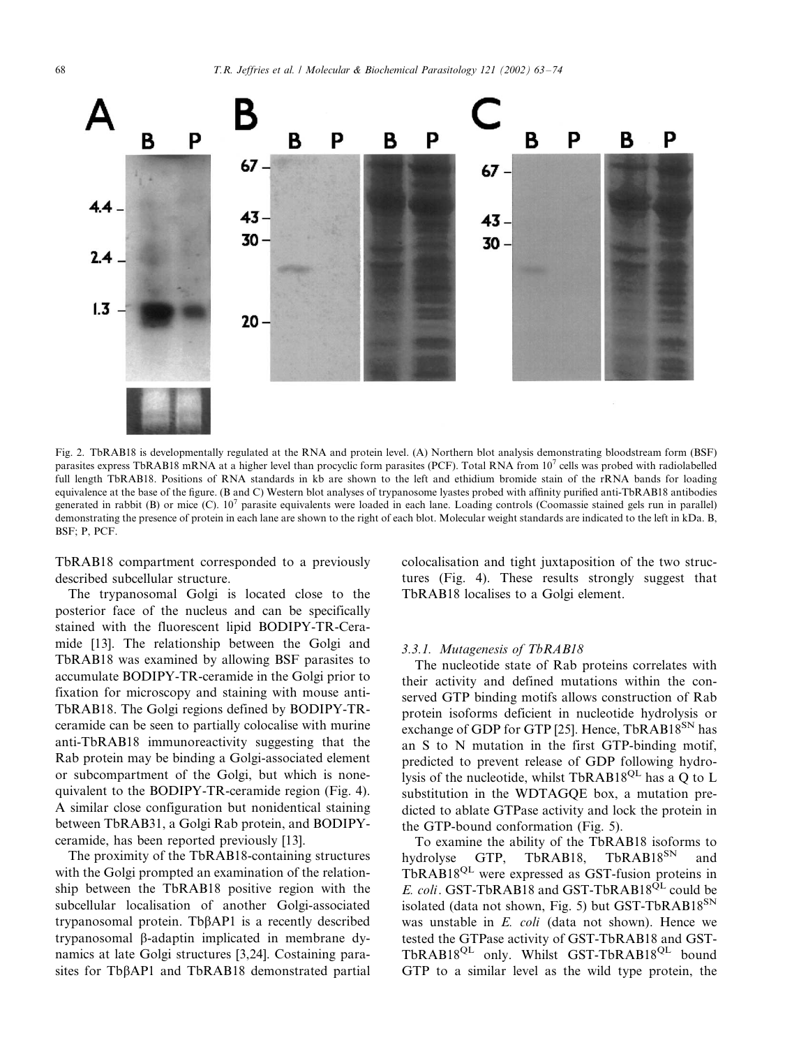Fig. 2. TbRAB18 is developmentally regulated at the RNA and protein level. (A) Northern blot analysis demonstrating bloodstream form (BSF) parasites express TbRAB18 mRNA at a higher level than procyclic form parasites (PCF). Total RNA from $10^7$ cells was probed with radiolabelled full length TbRAB18. Positions of RNA standards in kb are shown to the left and ethidium bromide stain of the rRNA bands for loading equivalence at the base of the figure. (B and C) Western blot analyses of trypanosome lyastes probed with affinity purified anti-TbRAB18 antibodies generated in rabbit (B) or mice (C). $10^7$ parasite equivalents were loaded in each lane. Loading controls (Coomassie stained gels run in parallel) demonstrating the presence of protein in each lane are shown to the right of each blot. Molecular weight standards are indicated to the left in kDa. B, BSF; P, PCF.

TbRAB18 compartment corresponded to a previously described subcellular structure.

The trypanosomal Golgi is located close to the posterior face of the nucleus and can be specifically stained with the fluorescent lipid BODIPY-TR-Ceramide [13]. The relationship between the Golgi and TbRAB18 was examined by allowing BSF parasites to accumulate BODIPY-TR-ceramide in the Golgi prior to fixation for microscopy and staining with mouse anti-TbRAB18. The Golgi regions defined by BODIPY-TR-ceramide can be seen to partially colocalise with murine anti-TbRAB18 immunoreactivity suggesting that the Rab protein may be binding a Golgi-associated element or subcompartment of the Golgi, but which is nonequivalent to the BODIPY-TR-ceramide region (Fig. 4). A similar close configuration but nonidentical staining between TbRAB31, a Golgi Rab protein, and BODIPY-ceramide, has been reported previously [13].

The proximity of the TbRAB18-containing structures with the Golgi prompted an examination of the relationship between the TbRAB18 positive region with the subcellular localisation of another Golgi-associated trypanosomal protein. TbβAP1 is a recently described trypanosomal β-adaptin implicated in membrane dynamics at late Golgi structures [3,24]. Costaining parasites for TbβAP1 and TbRAB18 demonstrated partial colocalisation and tight juxtaposition of the two structures (Fig. 4). These results strongly suggest that TbRAB18 localises to a Golgi element.

#### 3.3.1. Mutagenesis of TbRAB18

The nucleotide state of Rab proteins correlates with their activity and defined mutations within the conserved GTP binding motifs allows construction of Rab protein isoforms deficient in nucleotide hydrolysis or exchange of GDP for GTP [25]. Hence, $TbRAB18^{SN}$ has an S to N mutation in the first GTP-binding motif, predicted to prevent release of GDP following hydrolysis of the nucleotide, whilst $TbRAB18^{QL}$ has a Q to L substitution in the WDTAGQE box, a mutation predicted to ablate GTPase activity and lock the protein in the GTP-bound conformation (Fig. 5).

To examine the ability of the TbRAB18 isoforms to hydrolyse GTP, TbRAB18, $TbRAB18^{SN}$ and $TbRAB18^{QL}$ were expressed as GST-fusion proteins in *E. coli*. GST-TbRAB18 and GST-$TbRAB18^{QL}$ could be isolated (data not shown, Fig. 5) but GST-$TbRAB18^{SN}$ was unstable in *E. coli* (data not shown). Hence we tested the GTPase activity of GST-TbRAB18 and GST-$TbRAB18^{QL}$ only. Whilst GST-$TbRAB18^{QL}$ bound GTP to a similar level as the wild type protein, the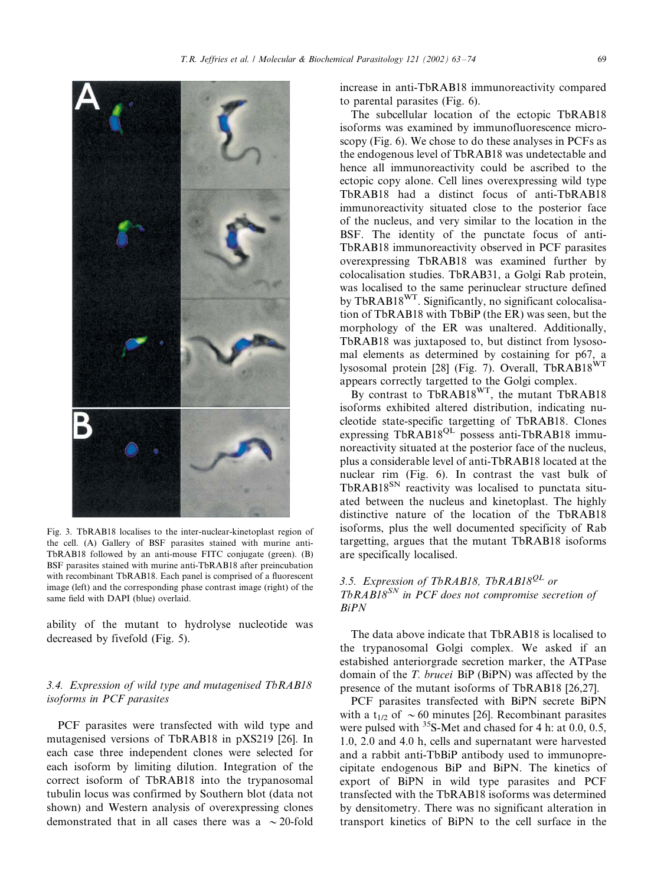Fig. 3. TbRAB18 localises to the inter-nuclear-kinetoplast region of the cell. (A) Gallery of BSF parasites stained with murine anti-TbRAB18 followed by an anti-mouse FITC conjugate (green). (B) BSF parasites stained with murine anti-TbRAB18 after preincubation with recombinant TbRAB18. Each panel is comprised of a fluorescent image (left) and the corresponding phase contrast image (right) of the same field with DAPI (blue) overlaid.

ability of the mutant to hydrolyse nucleotide was decreased by fivefold (Fig. 5).

### 3.4. Expression of wild type and mutagenised TbRAB18 isoforms in PCF parasites

PCF parasites were transfected with wild type and mutagenised versions of TbRAB18 in pXS219 [26]. In each case three independent clones were selected for each isoform by limiting dilution. Integration of the correct isoform of TbRAB18 into the trypanosomal tubulin locus was confirmed by Southern blot (data not shown) and Western analysis of overexpressing clones demonstrated that in all cases there was a ~20-fold increase in anti-TbRAB18 immunoreactivity compared to parental parasites (Fig. 6).

The subcellular location of the ectopic TbRAB18 isoforms was examined by immunofluorescence microscopy (Fig. 6). We chose to do these analyses in PCFs as the endogenous level of TbRAB18 was undetectable and hence all immunoreactivity could be ascribed to the ectopic copy alone. Cell lines overexpressing wild type TbRAB18 had a distinct focus of anti-TbRAB18 immunoreactivity situated close to the posterior face of the nucleus, and very similar to the location in the BSF. The identity of the punctate focus of anti-TbRAB18 immunoreactivity observed in PCF parasites overexpressing TbRAB18 was examined further by colocalisation studies. TbRAB31, a Golgi Rab protein, was localised to the same perinuclear structure defined by TbRAB18$^{WT}$. Significantly, no significant colocalisation of TbRAB18 with TbBiP (the ER) was seen, but the morphology of the ER was unaltered. Additionally, TbRAB18 was juxtaposed to, but distinct from lysosomal elements as determined by costaining for p67, a lysosomal protein [28] (Fig. 7). Overall, TbRAB18$^{WT}$ appears correctly targetted to the Golgi complex.

By contrast to TbRAB18$^{WT}$, the mutant TbRAB18 isoforms exhibited altered distribution, indicating nucleotide state-specific targetting of TbRAB18. Clones expressing TbRAB18$^{QL}$ possess anti-TbRAB18 immunoreactivity situated at the posterior face of the nucleus, plus a considerable level of anti-TbRAB18 located at the nuclear rim (Fig. 6). In contrast the vast bulk of TbRAB18$^{SN}$ reactivity was localised to punctata situated between the nucleus and kinetoplast. The highly distinctive nature of the location of the TbRAB18 isoforms, plus the well documented specificity of Rab targetting, argues that the mutant TbRAB18 isoforms are specifically localised.

### 3.5. Expression of TbRAB18, TbRAB18$^{QL}$ or TbRAB18$^{SN}$ in PCF does not compromise secretion of BiPN

The data above indicate that TbRAB18 is localised to the trypanosomal Golgi complex. We asked if an estabished anteriorgrade secretion marker, the ATPase domain of the *T. brucei* BiP (BiPN) was affected by the presence of the mutant isoforms of TbRAB18 [26,27].

PCF parasites transfected with BiPN secrete BiPN with a $t_{1/2}$ of ~60 minutes [26]. Recombinant parasites were pulsed with $^{35}$S-Met and chased for 4 h: at 0.0, 0.5, 1.0, 2.0 and 4.0 h, cells and supernatant were harvested and a rabbit anti-TbBiP antibody used to immunoprecipitate endogenous BiP and BiPN. The kinetics of export of BiPN in wild type parasites and PCF transfected with the TbRAB18 isoforms was determined by densitometry. There was no significant alteration in transport kinetics of BiPN to the cell surface in the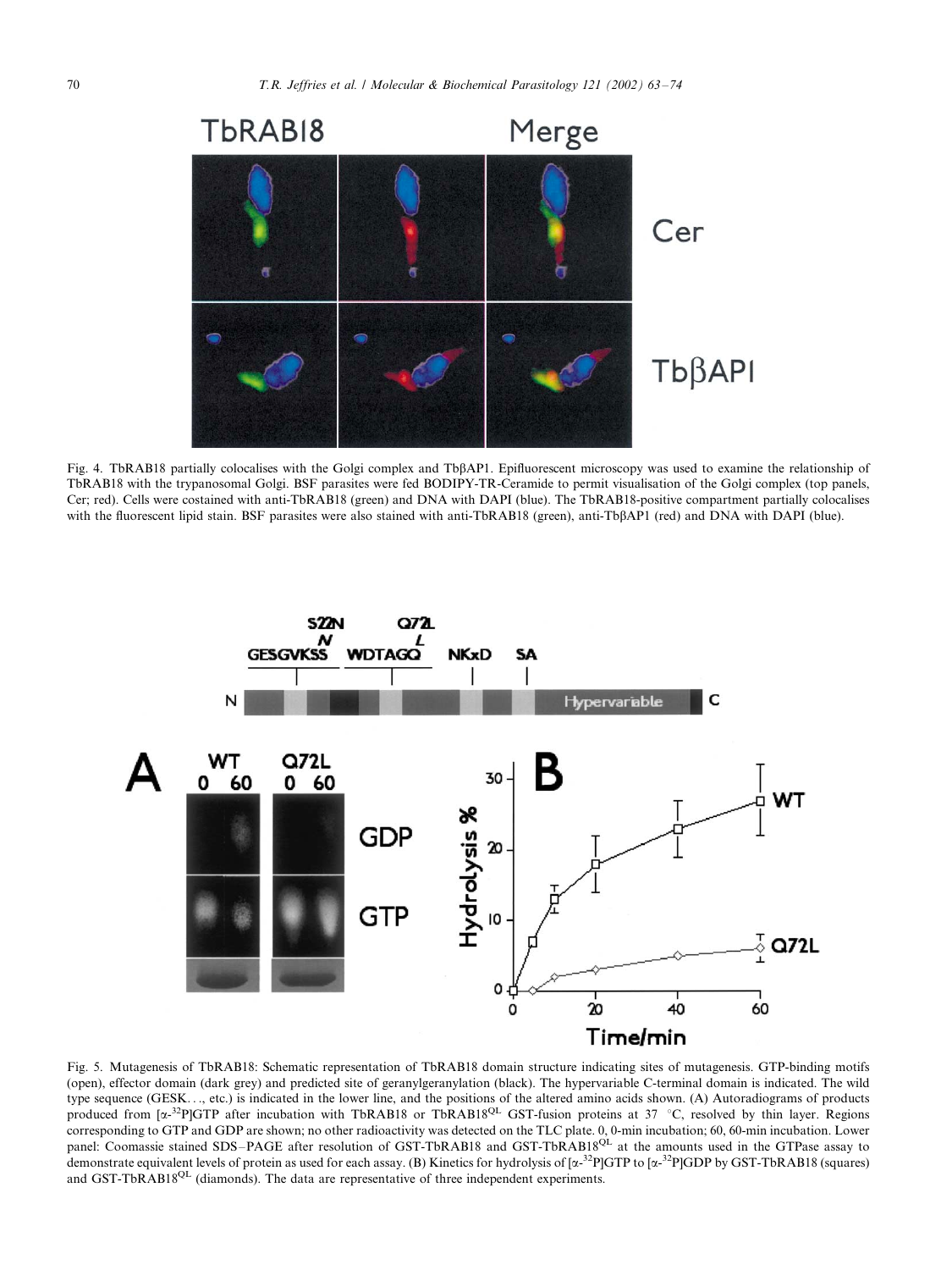Fig. 4. TbRAB18 partially colocalises with the Golgi complex and TbβAP1. Epifluorescent microscopy was used to examine the relationship of TbRAB18 with the trypanosomal Golgi. BSF parasites were fed BODIPY-TR-Ceramide to permit visualisation of the Golgi complex (top panels, Cer; red). Cells were costained with anti-TbRAB18 (green) and DNA with DAPI (blue). The TbRAB18-positive compartment partially colocalises with the fluorescent lipid stain. BSF parasites were also stained with anti-TbβAP1 (red) and DNA with DAPI (blue).

Fig. 5. Mutagenesis of TbRAB18: Schematic representation of TbRAB18 domain structure indicating sites of mutagenesis. GTP-binding motifs (open), effector domain (dark grey) and predicted site of geranylgeranylation (black). The hypervariable C-terminal domain is indicated. The wild type sequence (GESK. . ., etc.) is indicated in the lower line, and the positions of the altered amino acids shown. (A) Autoradiograms of products produced from [α-$^{32}$P]GTP after incubation with TbRAB18 or TbRAB18$^{QL}$ GST-fusion proteins at 37 °C, resolved by thin layer. Regions corresponding to GTP and GDP are shown; no other radioactivity was detected on the TLC plate. 0, 0-min incubation; 60, 60-min incubation. Lower panel: Coomassie stained SDS–PAGE after resolution of GST-TbRAB18 and GST-TbRAB18$^{QL}$ at the amounts used in the GTPase assay to demonstrate equivalent levels of protein as used for each assay. (B) Kinetics for hydrolysis of [α-$^{32}$P]GTP to [α-$^{32}$P]GDP by GST-TbRAB18 (squares) and GST-TbRAB18$^{QL}$ (diamonds). The data are representative of three independent experiments.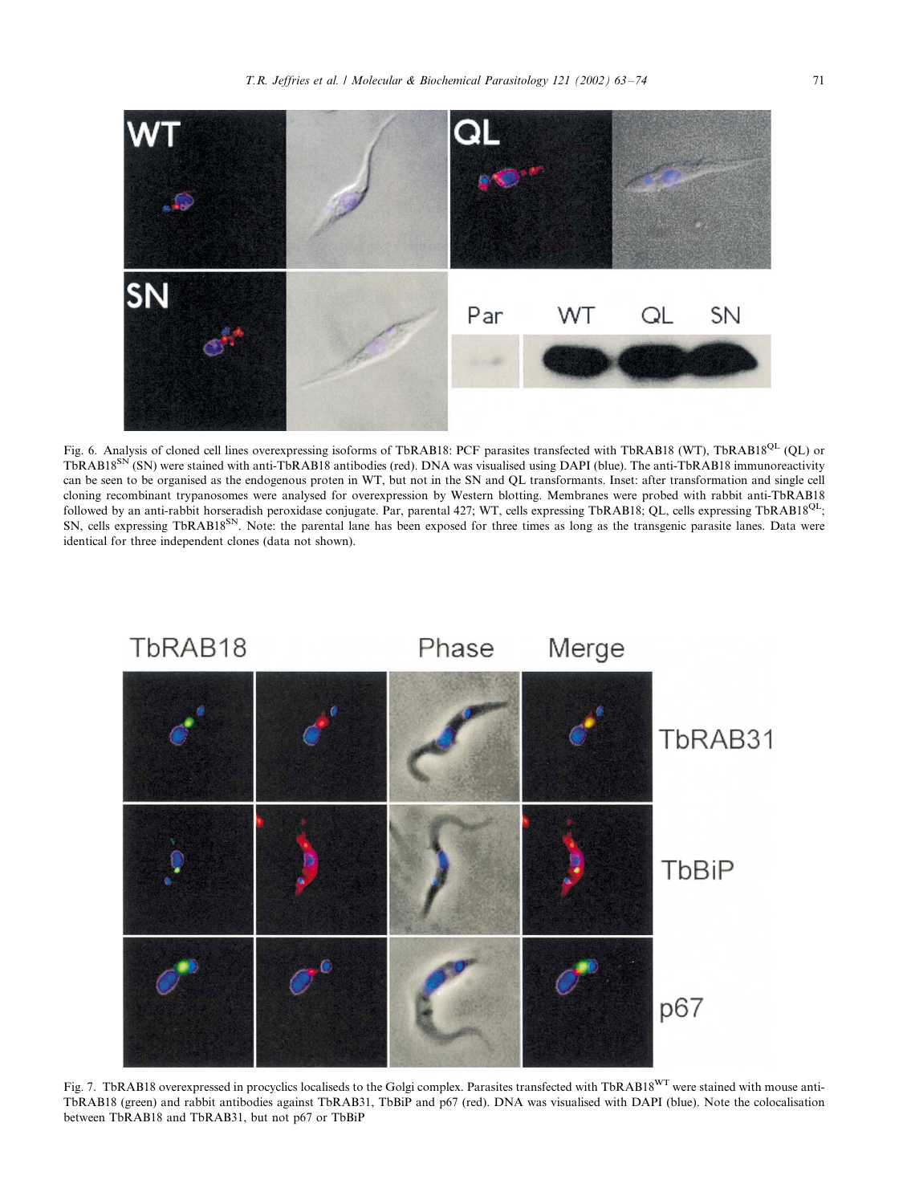Fig. 6. Analysis of cloned cell lines overexpressing isoforms of TbRAB18: PCF parasites transfected with TbRAB18 (WT), TbRAB18$^{QL}$ (QL) or TbRAB18$^{SN}$ (SN) were stained with anti-TbRAB18 antibodies (red). DNA was visualised using DAPI (blue). The anti-TbRAB18 immunoreactivity can be seen to be organised as the endogenous proten in WT, but not in the SN and QL transformants. Inset: after transformation and single cell cloning recombinant trypanosomes were analysed for overexpression by Western blotting. Membranes were probed with rabbit anti-TbRAB18 followed by an anti-rabbit horseradish peroxidase conjugate. Par, parental 427; WT, cells expressing TbRAB18; QL, cells expressing TbRAB18$^{QL}$; SN, cells expressing TbRAB18$^{SN}$. Note: the parental lane has been exposed for three times as long as the transgenic parasite lanes. Data were identical for three independent clones (data not shown).

Fig. 7. TbRAB18 overexpressed in procyclics localiseds to the Golgi complex. Parasites transfected with TbRAB18$^{WT}$ were stained with mouse anti-TbRAB18 (green) and rabbit antibodies against TbRAB31, TbBiP and p67 (red). DNA was visualised with DAPI (blue). Note the colocalisation between TbRAB18 and TbRAB31, but not p67 or TbBiP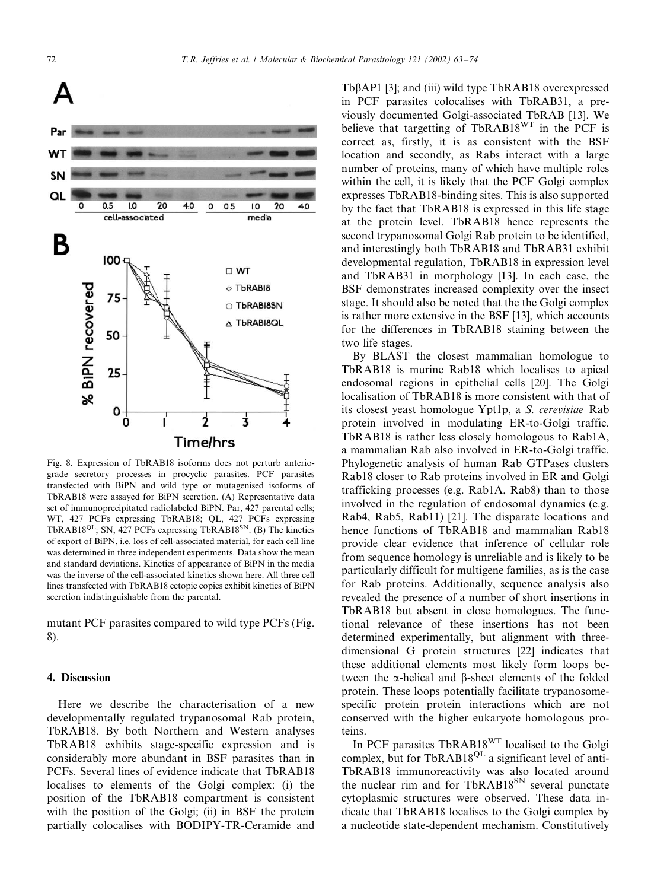Fig. 8. Expression of TbRAB18 isoforms does not perturb anteriograde secretory processes in procyclic parasites. PCF parasites transfected with BiPN and wild type or mutagenised isoforms of TbRAB18 were assayed for BiPN secretion. (A) Representative data set of immunoprecipitated radiolabeled BiPN. Par, 427 parental cells; WT, 427 PCFs expressing TbRAB18; QL, 427 PCFs expressing TbRAB18$^{QL}$; SN, 427 PCFs expressing TbRAB18$^{SN}$. (B) The kinetics of export of BiPN, i.e. loss of cell-associated material, for each cell line was determined in three independent experiments. Data show the mean and standard deviations. Kinetics of appearance of BiPN in the media was the inverse of the cell-associated kinetics shown here. All three cell lines transfected with TbRAB18 ectopic copies exhibit kinetics of BiPN secretion indistinguishable from the parental.

mutant PCF parasites compared to wild type PCFs (Fig. 8).

## 4. Discussion

Here we describe the characterisation of a new developmentally regulated trypanosomal Rab protein, TbRAB18. By both Northern and Western analyses TbRAB18 exhibits stage-specific expression and is considerably more abundant in BSF parasites than in PCFs. Several lines of evidence indicate that TbRAB18 localises to elements of the Golgi complex: (i) the position of the TbRAB18 compartment is consistent with the position of the Golgi; (ii) in BSF the protein partially colocalises with BODIPY-TR-Ceramide and Tbβ AP1 [3]; and (iii) wild type TbRAB18 overexpressed in PCF parasites colocalises with TbRAB31, a previously documented Golgi-associated TbRAB [13]. We believe that targetting of TbRAB18$^{WT}$ in the PCF is correct as, firstly, it is as consistent with the BSF location and secondly, as Rabs interact with a large number of proteins, many of which have multiple roles within the cell, it is likely that the PCF Golgi complex expresses TbRAB18-binding sites. This is also supported by the fact that TbRAB18 is expressed in this life stage at the protein level. TbRAB18 hence represents the second trypanosomal Golgi Rab protein to be identified, and interestingly both TbRAB18 and TbRAB31 exhibit developmental regulation, TbRAB18 in expression level and TbRAB31 in morphology [13]. In each case, the BSF demonstrates increased complexity over the insect stage. It should also be noted that the the Golgi complex is rather more extensive in the BSF [13], which accounts for the differences in TbRAB18 staining between the two life stages.

By BLAST the closest mammalian homologue to TbRAB18 is murine Rab18 which localises to apical endosomal regions in epithelial cells [20]. The Golgi localisation of TbRAB18 is more consistent with that of its closest yeast homologue Ypt1p, a *S. cerevisiae* Rab protein involved in modulating ER-to-Golgi traffic. TbRAB18 is rather less closely homologous to Rab1A, a mammalian Rab also involved in ER-to-Golgi traffic. Phylogenetic analysis of human Rab GTPases clusters Rab18 closer to Rab proteins involved in ER and Golgi trafficking processes (e.g. Rab1A, Rab8) than to those involved in the regulation of endosomal dynamics (e.g. Rab4, Rab5, Rab11) [21]. The disparate locations and hence functions of TbRAB18 and mammalian Rab18 provide clear evidence that inference of cellular role from sequence homology is unreliable and is likely to be particularly difficult for multigene families, as is the case for Rab proteins. Additionally, sequence analysis also revealed the presence of a number of short insertions in TbRAB18 but absent in close homologues. The functional relevance of these insertions has not been determined experimentally, but alignment with three-dimensional G protein structures [22] indicates that these additional elements most likely form loops between the α-helical and β-sheet elements of the folded protein. These loops potentially facilitate trypanosome-specific protein–protein interactions which are not conserved with the higher eukaryote homologous proteins.

In PCF parasites TbRAB18$^{WT}$ localised to the Golgi complex, but for TbRAB18$^{QL}$ a significant level of anti-TbRAB18 immunoreactivity was also located around the nuclear rim and for TbRAB18$^{SN}$ several punctate cytoplasmic structures were observed. These data indicate that TbRAB18 localises to the Golgi complex by a nucleotide state-dependent mechanism. Constitutively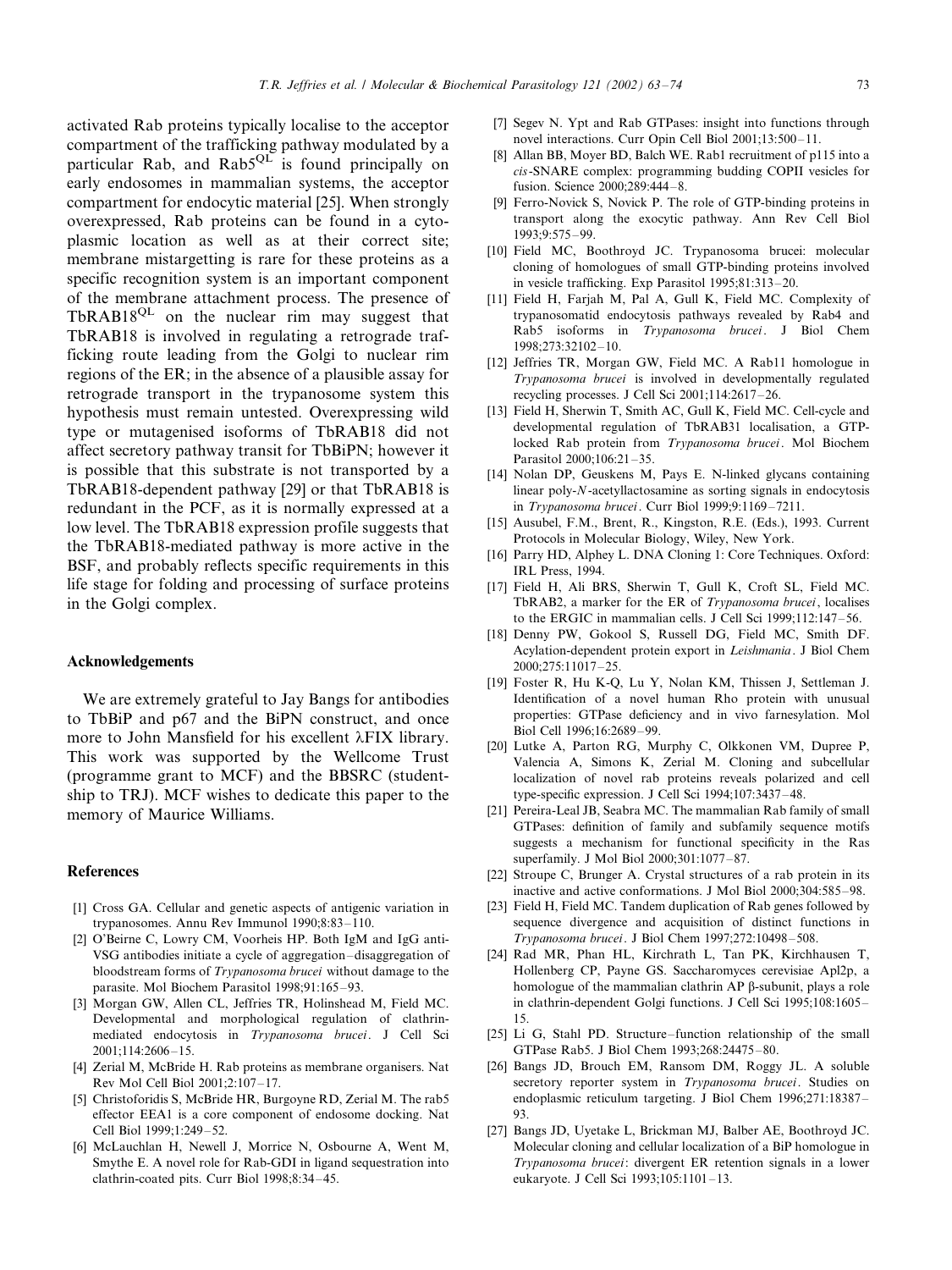activated Rab proteins typically localise to the acceptor compartment of the trafficking pathway modulated by a particular Rab, and Rab5$^{QL}$ is found principally on early endosomes in mammalian systems, the acceptor compartment for endocytic material [25]. When strongly overexpressed, Rab proteins can be found in a cytoplasmic location as well as at their correct site; membrane mistargetting is rare for these proteins as a specific recognition system is an important component of the membrane attachment process. The presence of TbRAB18$^{QL}$ on the nuclear rim may suggest that TbRAB18 is involved in regulating a retrograde trafficking route leading from the Golgi to nuclear rim regions of the ER; in the absence of a plausible assay for retrograde transport in the trypanosome system this hypothesis must remain untested. Overexpressing wild type or mutagenised isoforms of TbRAB18 did not affect secretory pathway transit for TbBiPN; however it is possible that this substrate is not transported by a TbRAB18-dependent pathway [29] or that TbRAB18 is redundant in the PCF, as it is normally expressed at a low level. The TbRAB18 expression profile suggests that the TbRAB18-mediated pathway is more active in the BSF, and probably reflects specific requirements in this life stage for folding and processing of surface proteins in the Golgi complex.

## Acknowledgements

We are extremely grateful to Jay Bangs for antibodies to TbBiP and p67 and the BiPN construct, and once more to John Mansfield for his excellent λFIX library. This work was supported by the Wellcome Trust (programme grant to MCF) and the BBSRC (studentship to TRJ). MCF wishes to dedicate this paper to the memory of Maurice Williams.

## References

[1] Cross GA. Cellular and genetic aspects of antigenic variation in trypanosomes. Annu Rev Immunol 1990;8:83–110.

[2] O'Beirne C, Lowry CM, Voorheis HP. Both IgM and IgG anti-VSG antibodies initiate a cycle of aggregation–disaggregation of bloodstream forms of *Trypanosoma brucei* without damage to the parasite. Mol Biochem Parasitol 1998;91:165–93.

[3] Morgan GW, Allen CL, Jeffries TR, Holinshead M, Field MC. Developmental and morphological regulation of clathrin-mediated endocytosis in *Trypanosoma brucei*. J Cell Sci 2001;114:2606–15.

[4] Zerial M, McBride H. Rab proteins as membrane organisers. Nat Rev Mol Cell Biol 2001;2:107–17.

[5] Christoforidis S, McBride HR, Burgoyne RD, Zerial M. The rab5 effector EEA1 is a core component of endosome docking. Nat Cell Biol 1999;1:249–52.

[6] McLauchlan H, Newell J, Morrice N, Osbourne A, Went M, Smythe E. A novel role for Rab-GDI in ligand sequestration into clathrin-coated pits. Curr Biol 1998;8:34–45.

[7] Segev N. Ypt and Rab GTPases: insight into functions through novel interactions. Curr Opin Cell Biol 2001;13:500–11.

[8] Allan BB, Moyer BD, Balch WE. Rab1 recruitment of p115 into a *cis*-SNARE complex: programming budding COPII vesicles for fusion. Science 2000;289:444–8.

[9] Ferro-Novick S, Novick P. The role of GTP-binding proteins in transport along the exocytic pathway. Ann Rev Cell Biol 1993;9:575–99.

[10] Field MC, Boothroyd JC. Trypanosoma brucei: molecular cloning of homologues of small GTP-binding proteins involved in vesicle trafficking. Exp Parasitol 1995;81:313–20.

[11] Field H, Farjah M, Pal A, Gull K, Field MC. Complexity of trypanosomatid endocytosis pathways revealed by Rab4 and Rab5 isoforms in *Trypanosoma brucei*. J Biol Chem 1998;273:32102–10.

[12] Jeffries TR, Morgan GW, Field MC. A Rab11 homologue in *Trypanosoma brucei* is involved in developmentally regulated recycling processes. J Cell Sci 2001;114:2617–26.

[13] Field H, Sherwin T, Smith AC, Gull K, Field MC. Cell-cycle and developmental regulation of TbRAB31 localisation, a GTP-locked Rab protein from *Trypanosoma brucei*. Mol Biochem Parasitol 2000;106:21–35.

[14] Nolan DP, Geuskens M, Pays E. N-linked glycans containing linear poly-*N*-acetyllactosamine as sorting signals in endocytosis in *Trypanosoma brucei*. Curr Biol 1999;9:1169–7211.

[15] Ausubel, F.M., Brent, R., Kingston, R.E. (Eds.), 1993. Current Protocols in Molecular Biology, Wiley, New York.

[16] Parry HD, Alphey L. DNA Cloning 1: Core Techniques. Oxford: IRL Press, 1994.

[17] Field H, Ali BRS, Sherwin T, Gull K, Croft SL, Field MC. TbRAB2, a marker for the ER of *Trypanosoma brucei*, localises to the ERGIC in mammalian cells. J Cell Sci 1999;112:147–56.

[18] Denny PW, Gokool S, Russell DG, Field MC, Smith DF. Acylation-dependent protein export in *Leishmania*. J Biol Chem 2000;275:11017–25.

[19] Foster R, Hu K-Q, Lu Y, Nolan KM, Thissen J, Settleman J. Identification of a novel human Rho protein with unusual properties: GTPase deficiency and in vivo farnesylation. Mol Biol Cell 1996;16:2689–99.

[20] Lutke A, Parton RG, Murphy C, Olkkonen VM, Dupree P, Valencia A, Simons K, Zerial M. Cloning and subcellular localization of novel rab proteins reveals polarized and cell type-specific expression. J Cell Sci 1994;107:3437–48.

[21] Pereira-Leal JB, Seabra MC. The mammalian Rab family of small GTPases: definition of family and subfamily sequence motifs suggests a mechanism for functional specificity in the Ras superfamily. J Mol Biol 2000;301:1077–87.

[22] Stroupe C, Brunger A. Crystal structures of a rab protein in its inactive and active conformations. J Mol Biol 2000;304:585–98.

[23] Field H, Field MC. Tandem duplication of Rab genes followed by sequence divergence and acquisition of distinct functions in *Trypanosoma brucei*. J Biol Chem 1997;272:10498–508.

[24] Rad MR, Phan HL, Kirchrath L, Tan PK, Kirchhausen T, Hollenberg CP, Payne GS. Saccharomyces cerevisiae Apl2p, a homologue of the mammalian clathrin AP β-subunit, plays a role in clathrin-dependent Golgi functions. J Cell Sci 1995;108:1605–15.

[25] Li G, Stahl PD. Structure–function relationship of the small GTPase Rab5. J Biol Chem 1993;268:24475–80.

[26] Bangs JD, Brouch EM, Ransom DM, Roggy JL. A soluble secretory reporter system in *Trypanosoma brucei*. Studies on endoplasmic reticulum targeting. J Biol Chem 1996;271:18387–93.

[27] Bangs JD, Uyetake L, Brickman MJ, Balber AE, Boothroyd JC. Molecular cloning and cellular localization of a BiP homologue in *Trypanosoma brucei*: divergent ER retention signals in a lower eukaryote. J Cell Sci 1993;105:1101–13.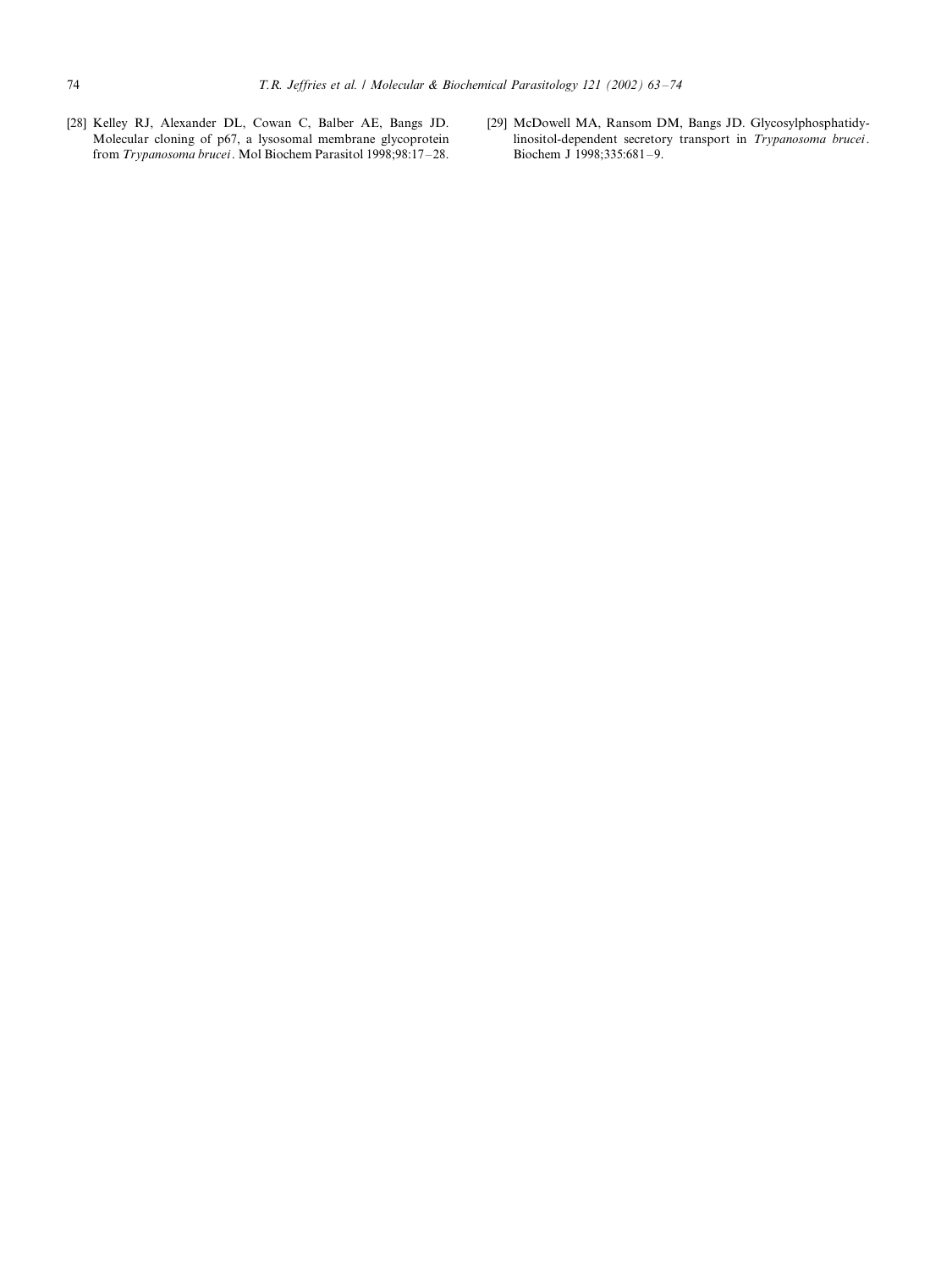[28] Kelley RJ, Alexander DL, Cowan C, Balber AE, Bangs JD. Molecular cloning of p67, a lysosomal membrane glycoprotein from *Trypanosoma brucei*. Mol Biochem Parasitol 1998;98:17–28.

[29] McDowell MA, Ransom DM, Bangs JD. Glycosylphosphatidylinositol-dependent secretory transport in *Trypanosoma brucei*. Biochem J 1998;335:681–9.